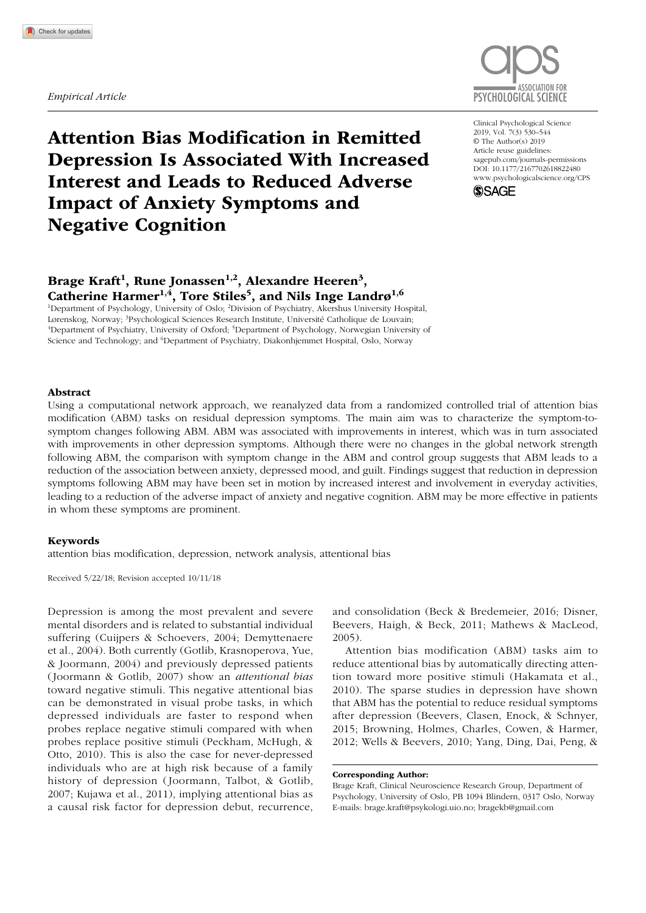*Empirical Article*

# Attention Bias Modification in Remitted Depression Is Associated With Increased Interest and Leads to Reduced Adverse Impact of Anxiety Symptoms and Negative Cognition

Clinical Psychological Science
2019, Vol. 7(3) 530–544
© The Author(s) 2019
Article reuse guidelines:
sagepub.com/journals-permissions
DOI: 10.1177/2167702618822480
www.psychologicalscience.org/CPS

**Brage Kraft[1], Rune Jonassen[1,2], Alexandre Heeren[3], Catherine Harmer[1,4], Tore Stiles[5], and Nils Inge Landrø[1,6]**

[1]Department of Psychology, University of Oslo; [2]Division of Psychiatry, Akershus University Hospital, Lørenskog, Norway; [3]Psychological Sciences Research Institute, Université Catholique de Louvain; [4]Department of Psychiatry, University of Oxford; [5]Department of Psychology, Norwegian University of Science and Technology; and [6]Department of Psychiatry, Diakonhjemmet Hospital, Oslo, Norway

### Abstract

Using a computational network approach, we reanalyzed data from a randomized controlled trial of attention bias modification (ABM) tasks on residual depression symptoms. The main aim was to characterize the symptom-to-symptom changes following ABM. ABM was associated with improvements in interest, which was in turn associated with improvements in other depression symptoms. Although there were no changes in the global network strength following ABM, the comparison with symptom change in the ABM and control group suggests that ABM leads to a reduction of the association between anxiety, depressed mood, and guilt. Findings suggest that reduction in depression symptoms following ABM may have been set in motion by increased interest and involvement in everyday activities, leading to a reduction of the adverse impact of anxiety and negative cognition. ABM may be more effective in patients in whom these symptoms are prominent.

### Keywords

attention bias modification, depression, network analysis, attentional bias

Received 5/22/18; Revision accepted 10/11/18

Depression is among the most prevalent and severe mental disorders and is related to substantial individual suffering (Cuijpers & Schoevers, 2004; Demyttenaere et al., 2004). Both currently (Gotlib, Krasnoperova, Yue, & Joormann, 2004) and previously depressed patients (Joormann & Gotlib, 2007) show an *attentional bias* toward negative stimuli. This negative attentional bias can be demonstrated in visual probe tasks, in which depressed individuals are faster to respond when probes replace negative stimuli compared with when probes replace positive stimuli (Peckham, McHugh, & Otto, 2010). This is also the case for never-depressed individuals who are at high risk because of a family history of depression (Joormann, Talbot, & Gotlib, 2007; Kujawa et al., 2011), implying attentional bias as a causal risk factor for depression debut, recurrence, and consolidation (Beck & Bredemeier, 2016; Disner, Beevers, Haigh, & Beck, 2011; Mathews & MacLeod, 2005).

Attention bias modification (ABM) tasks aim to reduce attentional bias by automatically directing attention toward more positive stimuli (Hakamata et al., 2010). The sparse studies in depression have shown that ABM has the potential to reduce residual symptoms after depression (Beevers, Clasen, Enock, & Schnyer, 2015; Browning, Holmes, Charles, Cowen, & Harmer, 2012; Wells & Beevers, 2010; Yang, Ding, Dai, Peng, &

**Corresponding Author:**
Brage Kraft, Clinical Neuroscience Research Group, Department of Psychology, University of Oslo, PB 1094 Blindern, 0317 Oslo, Norway
E-mails: brage.kraft@psykologi.uio.no; bragekb@gmail.com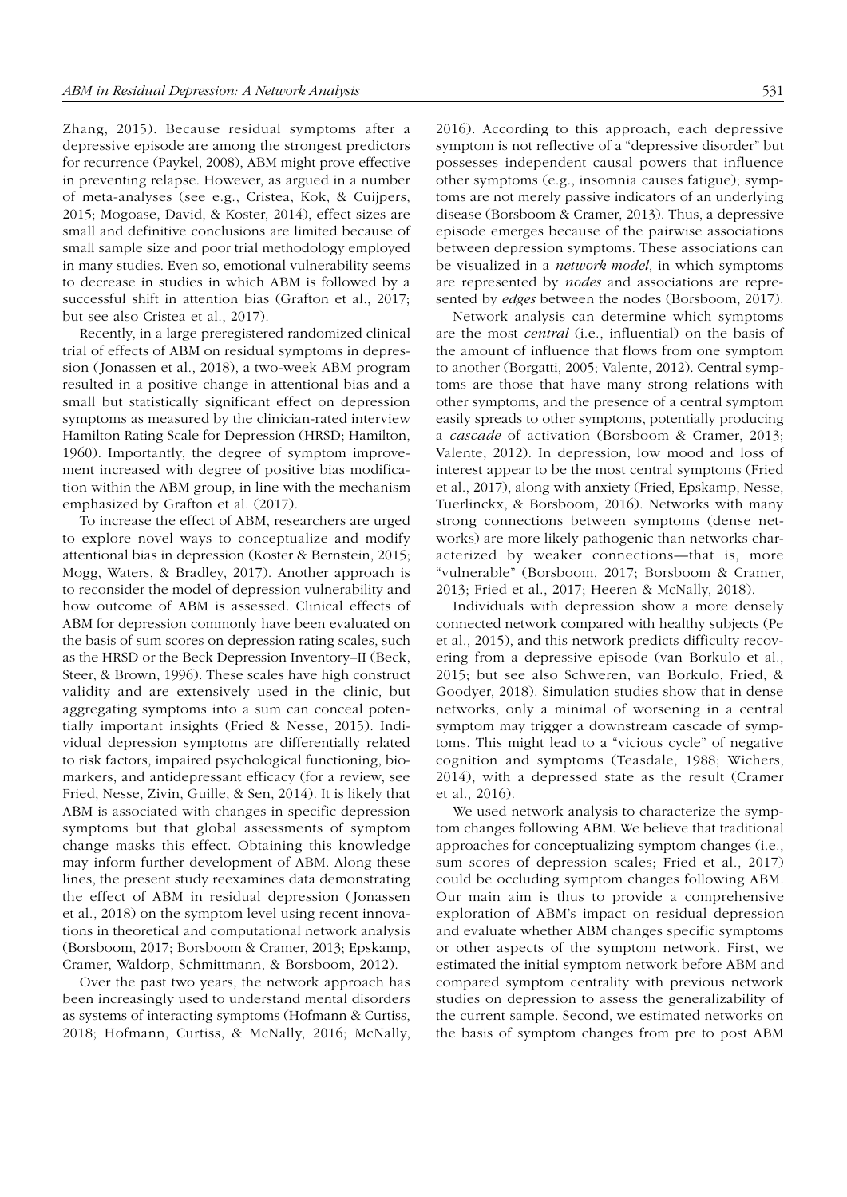Zhang, 2015). Because residual symptoms after a depressive episode are among the strongest predictors for recurrence (Paykel, 2008), ABM might prove effective in preventing relapse. However, as argued in a number of meta-analyses (see e.g., Cristea, Kok, & Cuijpers, 2015; Mogoase, David, & Koster, 2014), effect sizes are small and definitive conclusions are limited because of small sample size and poor trial methodology employed in many studies. Even so, emotional vulnerability seems to decrease in studies in which ABM is followed by a successful shift in attention bias (Grafton et al., 2017; but see also Cristea et al., 2017).

Recently, in a large preregistered randomized clinical trial of effects of ABM on residual symptoms in depression (Jonassen et al., 2018), a two-week ABM program resulted in a positive change in attentional bias and a small but statistically significant effect on depression symptoms as measured by the clinician-rated interview Hamilton Rating Scale for Depression (HRSD; Hamilton, 1960). Importantly, the degree of symptom improvement increased with degree of positive bias modification within the ABM group, in line with the mechanism emphasized by Grafton et al. (2017).

To increase the effect of ABM, researchers are urged to explore novel ways to conceptualize and modify attentional bias in depression (Koster & Bernstein, 2015; Mogg, Waters, & Bradley, 2017). Another approach is to reconsider the model of depression vulnerability and how outcome of ABM is assessed. Clinical effects of ABM for depression commonly have been evaluated on the basis of sum scores on depression rating scales, such as the HRSD or the Beck Depression Inventory–II (Beck, Steer, & Brown, 1996). These scales have high construct validity and are extensively used in the clinic, but aggregating symptoms into a sum can conceal potentially important insights (Fried & Nesse, 2015). Individual depression symptoms are differentially related to risk factors, impaired psychological functioning, biomarkers, and antidepressant efficacy (for a review, see Fried, Nesse, Zivin, Guille, & Sen, 2014). It is likely that ABM is associated with changes in specific depression symptoms but that global assessments of symptom change masks this effect. Obtaining this knowledge may inform further development of ABM. Along these lines, the present study reexamines data demonstrating the effect of ABM in residual depression (Jonassen et al., 2018) on the symptom level using recent innovations in theoretical and computational network analysis (Borsboom, 2017; Borsboom & Cramer, 2013; Epskamp, Cramer, Waldorp, Schmittmann, & Borsboom, 2012).

Over the past two years, the network approach has been increasingly used to understand mental disorders as systems of interacting symptoms (Hofmann & Curtiss, 2018; Hofmann, Curtiss, & McNally, 2016; McNally, 2016). According to this approach, each depressive symptom is not reflective of a "depressive disorder" but possesses independent causal powers that influence other symptoms (e.g., insomnia causes fatigue); symptoms are not merely passive indicators of an underlying disease (Borsboom & Cramer, 2013). Thus, a depressive episode emerges because of the pairwise associations between depression symptoms. These associations can be visualized in a *network model*, in which symptoms are represented by *nodes* and associations are represented by *edges* between the nodes (Borsboom, 2017).

Network analysis can determine which symptoms are the most *central* (i.e., influential) on the basis of the amount of influence that flows from one symptom to another (Borgatti, 2005; Valente, 2012). Central symptoms are those that have many strong relations with other symptoms, and the presence of a central symptom easily spreads to other symptoms, potentially producing a *cascade* of activation (Borsboom & Cramer, 2013; Valente, 2012). In depression, low mood and loss of interest appear to be the most central symptoms (Fried et al., 2017), along with anxiety (Fried, Epskamp, Nesse, Tuerlinckx, & Borsboom, 2016). Networks with many strong connections between symptoms (dense networks) are more likely pathogenic than networks characterized by weaker connections—that is, more "vulnerable" (Borsboom, 2017; Borsboom & Cramer, 2013; Fried et al., 2017; Heeren & McNally, 2018).

Individuals with depression show a more densely connected network compared with healthy subjects (Pe et al., 2015), and this network predicts difficulty recovering from a depressive episode (van Borkulo et al., 2015; but see also Schweren, van Borkulo, Fried, & Goodyer, 2018). Simulation studies show that in dense networks, only a minimal of worsening in a central symptom may trigger a downstream cascade of symptoms. This might lead to a "vicious cycle" of negative cognition and symptoms (Teasdale, 1988; Wichers, 2014), with a depressed state as the result (Cramer et al., 2016).

We used network analysis to characterize the symptom changes following ABM. We believe that traditional approaches for conceptualizing symptom changes (i.e., sum scores of depression scales; Fried et al., 2017) could be occluding symptom changes following ABM. Our main aim is thus to provide a comprehensive exploration of ABM's impact on residual depression and evaluate whether ABM changes specific symptoms or other aspects of the symptom network. First, we estimated the initial symptom network before ABM and compared symptom centrality with previous network studies on depression to assess the generalizability of the current sample. Second, we estimated networks on the basis of symptom changes from pre to post ABM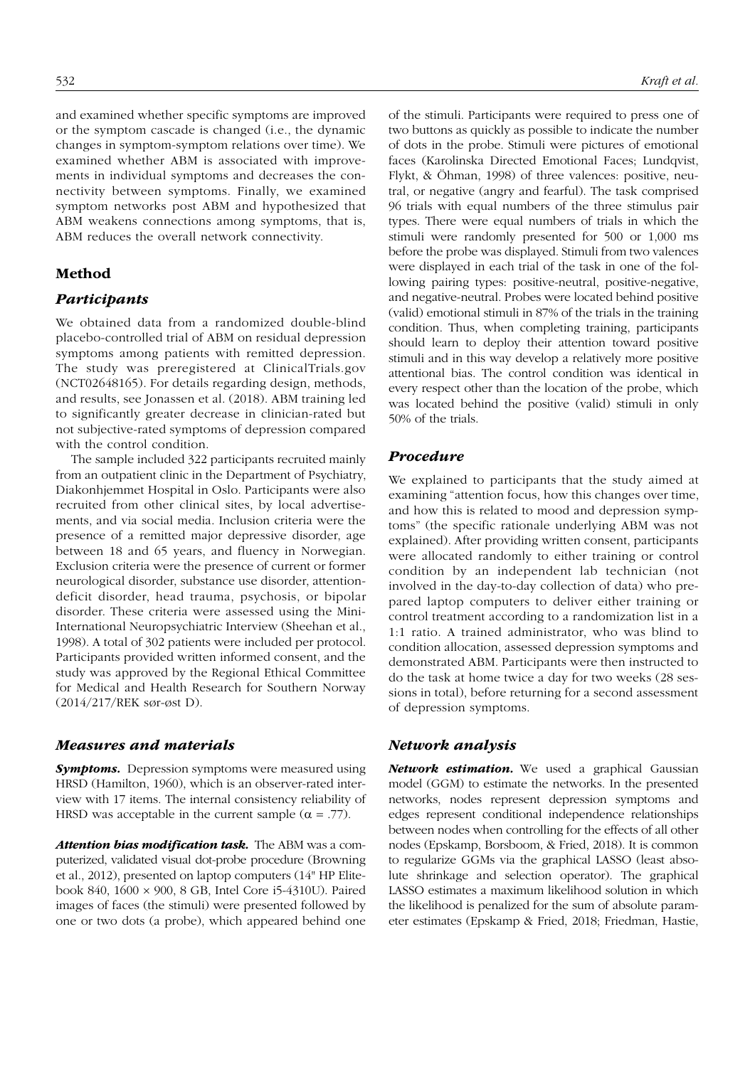and examined whether specific symptoms are improved or the symptom cascade is changed (i.e., the dynamic changes in symptom-symptom relations over time). We examined whether ABM is associated with improvements in individual symptoms and decreases the connectivity between symptoms. Finally, we examined symptom networks post ABM and hypothesized that ABM weakens connections among symptoms, that is, ABM reduces the overall network connectivity.

## Method

### Participants

We obtained data from a randomized double-blind placebo-controlled trial of ABM on residual depression symptoms among patients with remitted depression. The study was preregistered at ClinicalTrials.gov (NCT02648165). For details regarding design, methods, and results, see Jonassen et al. (2018). ABM training led to significantly greater decrease in clinician-rated but not subjective-rated symptoms of depression compared with the control condition.

The sample included 322 participants recruited mainly from an outpatient clinic in the Department of Psychiatry, Diakonhjemmet Hospital in Oslo. Participants were also recruited from other clinical sites, by local advertisements, and via social media. Inclusion criteria were the presence of a remitted major depressive disorder, age between 18 and 65 years, and fluency in Norwegian. Exclusion criteria were the presence of current or former neurological disorder, substance use disorder, attention-deficit disorder, head trauma, psychosis, or bipolar disorder. These criteria were assessed using the Mini-International Neuropsychiatric Interview (Sheehan et al., 1998). A total of 302 patients were included per protocol. Participants provided written informed consent, and the study was approved by the Regional Ethical Committee for Medical and Health Research for Southern Norway (2014/217/REK sør-øst D).

### Measures and materials

***Symptoms.*** Depression symptoms were measured using HRSD (Hamilton, 1960), which is an observer-rated interview with 17 items. The internal consistency reliability of HRSD was acceptable in the current sample ($\alpha = .77$).

***Attention bias modification task.*** The ABM was a computerized, validated visual dot-probe procedure (Browning et al., 2012), presented on laptop computers (14" HP Elitebook 840, 1600 × 900, 8 GB, Intel Core i5-4310U). Paired images of faces (the stimuli) were presented followed by one or two dots (a probe), which appeared behind one of the stimuli. Participants were required to press one of two buttons as quickly as possible to indicate the number of dots in the probe. Stimuli were pictures of emotional faces (Karolinska Directed Emotional Faces; Lundqvist, Flykt, & Öhman, 1998) of three valences: positive, neutral, or negative (angry and fearful). The task comprised 96 trials with equal numbers of the three stimulus pair types. There were equal numbers of trials in which the stimuli were randomly presented for 500 or 1,000 ms before the probe was displayed. Stimuli from two valences were displayed in each trial of the task in one of the following pairing types: positive-neutral, positive-negative, and negative-neutral. Probes were located behind positive (valid) emotional stimuli in 87% of the trials in the training condition. Thus, when completing training, participants should learn to deploy their attention toward positive stimuli and in this way develop a relatively more positive attentional bias. The control condition was identical in every respect other than the location of the probe, which was located behind the positive (valid) stimuli in only 50% of the trials.

### Procedure

We explained to participants that the study aimed at examining "attention focus, how this changes over time, and how this is related to mood and depression symptoms" (the specific rationale underlying ABM was not explained). After providing written consent, participants were allocated randomly to either training or control condition by an independent lab technician (not involved in the day-to-day collection of data) who prepared laptop computers to deliver either training or control treatment according to a randomization list in a 1:1 ratio. A trained administrator, who was blind to condition allocation, assessed depression symptoms and demonstrated ABM. Participants were then instructed to do the task at home twice a day for two weeks (28 sessions in total), before returning for a second assessment of depression symptoms.

### Network analysis

***Network estimation.*** We used a graphical Gaussian model (GGM) to estimate the networks. In the presented networks, nodes represent depression symptoms and edges represent conditional independence relationships between nodes when controlling for the effects of all other nodes (Epskamp, Borsboom, & Fried, 2018). It is common to regularize GGMs via the graphical LASSO (least absolute shrinkage and selection operator). The graphical LASSO estimates a maximum likelihood solution in which the likelihood is penalized for the sum of absolute parameter estimates (Epskamp & Fried, 2018; Friedman, Hastie,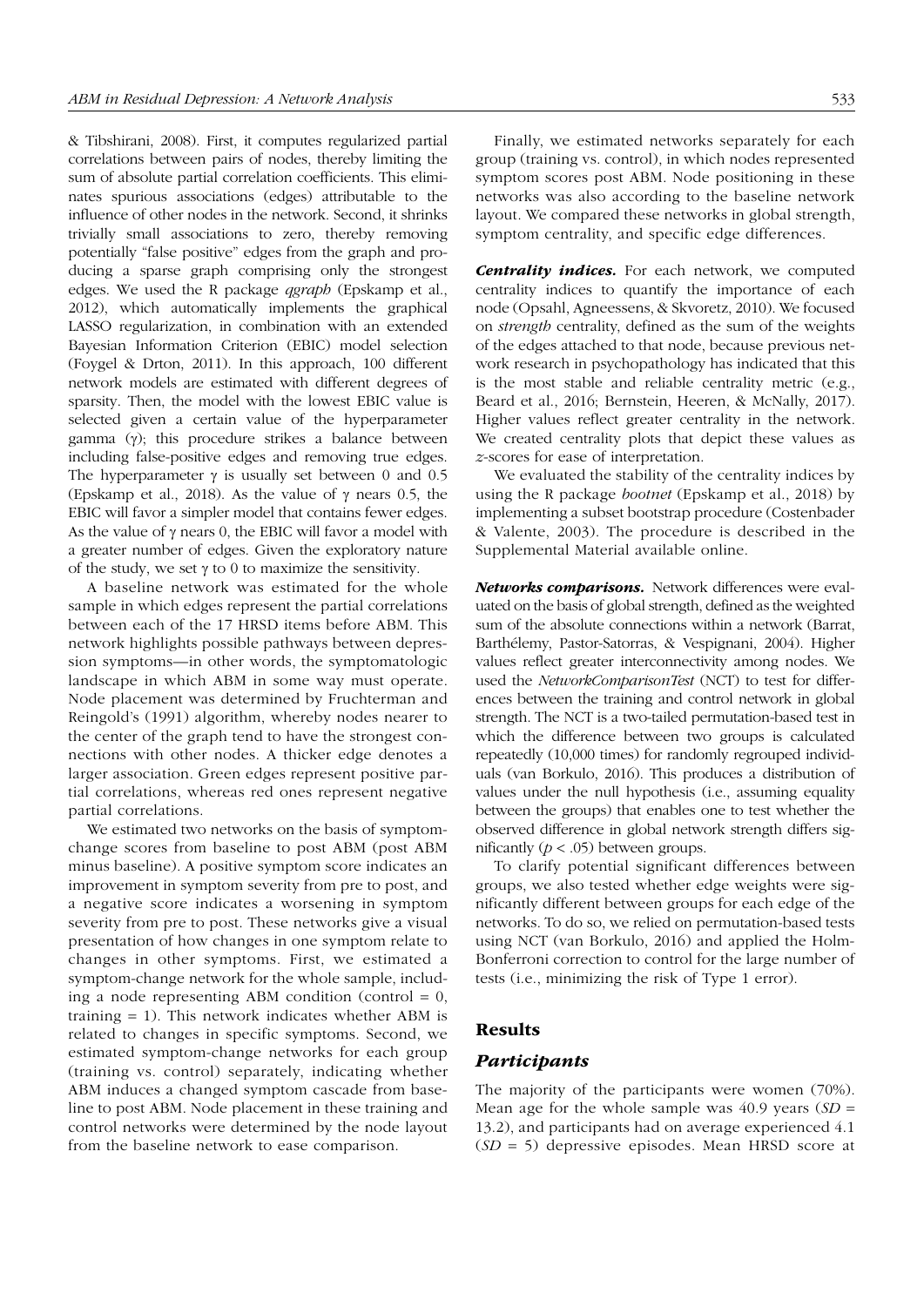& Tibshirani, 2008). First, it computes regularized partial correlations between pairs of nodes, thereby limiting the sum of absolute partial correlation coefficients. This eliminates spurious associations (edges) attributable to the influence of other nodes in the network. Second, it shrinks trivially small associations to zero, thereby removing potentially "false positive" edges from the graph and producing a sparse graph comprising only the strongest edges. We used the R package *qgraph* (Epskamp et al., 2012), which automatically implements the graphical LASSO regularization, in combination with an extended Bayesian Information Criterion (EBIC) model selection (Foygel & Drton, 2011). In this approach, 100 different network models are estimated with different degrees of sparsity. Then, the model with the lowest EBIC value is selected given a certain value of the hyperparameter gamma ($\gamma$); this procedure strikes a balance between including false-positive edges and removing true edges. The hyperparameter $\gamma$ is usually set between 0 and 0.5 (Epskamp et al., 2018). As the value of $\gamma$ nears 0.5, the EBIC will favor a simpler model that contains fewer edges. As the value of $\gamma$ nears 0, the EBIC will favor a model with a greater number of edges. Given the exploratory nature of the study, we set $\gamma$ to 0 to maximize the sensitivity.

A baseline network was estimated for the whole sample in which edges represent the partial correlations between each of the 17 HRSD items before ABM. This network highlights possible pathways between depression symptoms—in other words, the symptomatologic landscape in which ABM in some way must operate. Node placement was determined by Fruchterman and Reingold's (1991) algorithm, whereby nodes nearer to the center of the graph tend to have the strongest connections with other nodes. A thicker edge denotes a larger association. Green edges represent positive partial correlations, whereas red ones represent negative partial correlations.

We estimated two networks on the basis of symptom-change scores from baseline to post ABM (post ABM minus baseline). A positive symptom score indicates an improvement in symptom severity from pre to post, and a negative score indicates a worsening in symptom severity from pre to post. These networks give a visual presentation of how changes in one symptom relate to changes in other symptoms. First, we estimated a symptom-change network for the whole sample, including a node representing ABM condition (control = 0, training = 1). This network indicates whether ABM is related to changes in specific symptoms. Second, we estimated symptom-change networks for each group (training vs. control) separately, indicating whether ABM induces a changed symptom cascade from baseline to post ABM. Node placement in these training and control networks were determined by the node layout from the baseline network to ease comparison.

Finally, we estimated networks separately for each group (training vs. control), in which nodes represented symptom scores post ABM. Node positioning in these networks was also according to the baseline network layout. We compared these networks in global strength, symptom centrality, and specific edge differences.

***Centrality indices.*** For each network, we computed centrality indices to quantify the importance of each node (Opsahl, Agneessens, & Skvoretz, 2010). We focused on *strength* centrality, defined as the sum of the weights of the edges attached to that node, because previous network research in psychopathology has indicated that this is the most stable and reliable centrality metric (e.g., Beard et al., 2016; Bernstein, Heeren, & McNally, 2017). Higher values reflect greater centrality in the network. We created centrality plots that depict these values as *z*-scores for ease of interpretation.

We evaluated the stability of the centrality indices by using the R package *bootnet* (Epskamp et al., 2018) by implementing a subset bootstrap procedure (Costenbader & Valente, 2003). The procedure is described in the Supplemental Material available online.

***Networks comparisons.*** Network differences were evaluated on the basis of global strength, defined as the weighted sum of the absolute connections within a network (Barrat, Barthélemy, Pastor-Satorras, & Vespignani, 2004). Higher values reflect greater interconnectivity among nodes. We used the *NetworkComparisonTest* (NCT) to test for differences between the training and control network in global strength. The NCT is a two-tailed permutation-based test in which the difference between two groups is calculated repeatedly (10,000 times) for randomly regrouped individuals (van Borkulo, 2016). This produces a distribution of values under the null hypothesis (i.e., assuming equality between the groups) that enables one to test whether the observed difference in global network strength differs significantly ($p < .05$) between groups.

To clarify potential significant differences between groups, we also tested whether edge weights were significantly different between groups for each edge of the networks. To do so, we relied on permutation-based tests using NCT (van Borkulo, 2016) and applied the Holm-Bonferroni correction to control for the large number of tests (i.e., minimizing the risk of Type 1 error).

## Results

### Participants

The majority of the participants were women (70%). Mean age for the whole sample was 40.9 years ($SD$ = 13.2), and participants had on average experienced 4.1 ($SD$ = 5) depressive episodes. Mean HRSD score at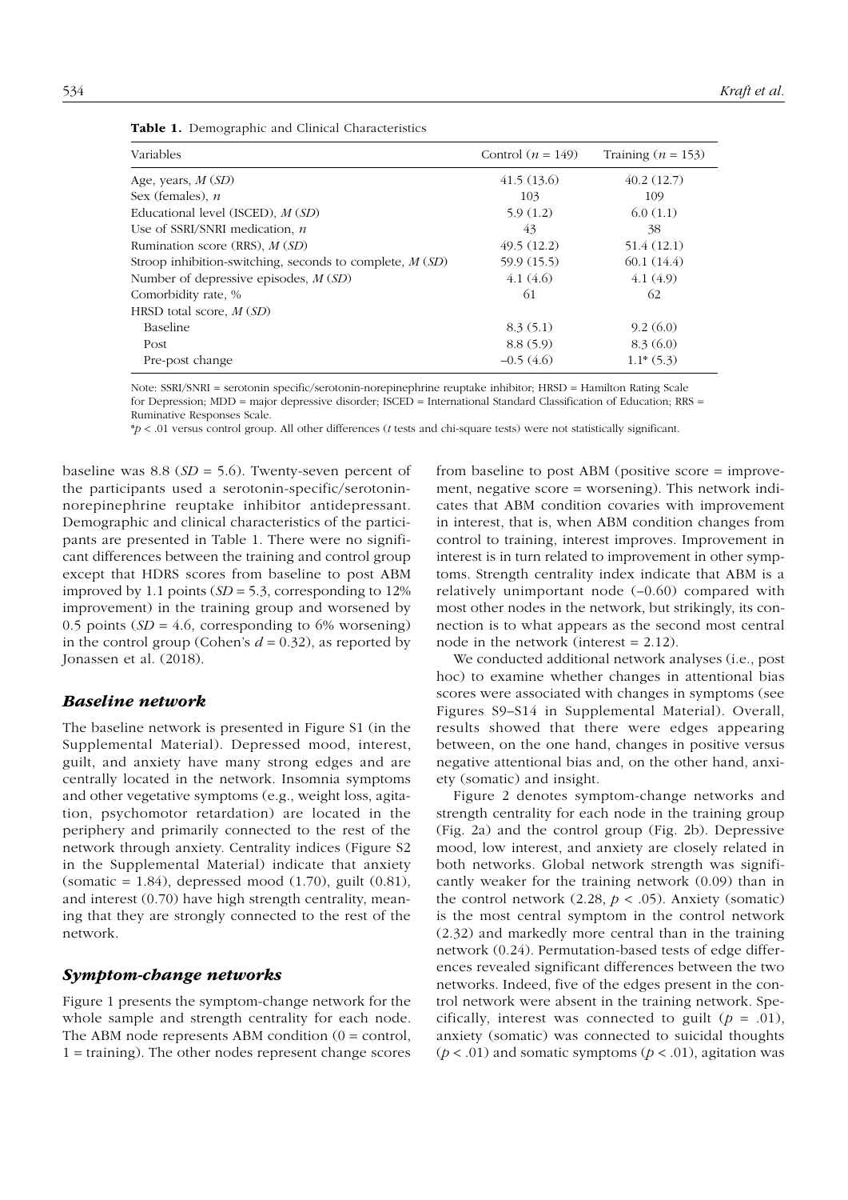**Table 1.** Demographic and Clinical Characteristics

| Variables | Control ($n$ = 149) | Training ($n$ = 153) |
|---|---|---|
| Age, years, *M* (*SD*) | 41.5 (13.6) | 40.2 (12.7) |
| Sex (females), *n* | 103 | 109 |
| Educational level (ISCED), *M* (*SD*) | 5.9 (1.2) | 6.0 (1.1) |
| Use of SSRI/SNRI medication, *n* | 43 | 38 |
| Rumination score (RRS), *M* (*SD*) | 49.5 (12.2) | 51.4 (12.1) |
| Stroop inhibition-switching, seconds to complete, *M* (*SD*) | 59.9 (15.5) | 60.1 (14.4) |
| Number of depressive episodes, *M* (*SD*) | 4.1 (4.6) | 4.1 (4.9) |
| Comorbidity rate, % | 61 | 62 |
| HRSD total score, *M* (*SD*) | | |
| Baseline | 8.3 (5.1) | 9.2 (6.0) |
| Post | 8.8 (5.9) | 8.3 (6.0) |
| Pre-post change | −0.5 (4.6) | 1.1* (5.3) |

Note: SSRI/SNRI = serotonin specific/serotonin-norepinephrine reuptake inhibitor; HRSD = Hamilton Rating Scale for Depression; MDD = major depressive disorder; ISCED = International Standard Classification of Education; RRS = Ruminative Responses Scale.

*$p < .01$ versus control group. All other differences ($t$ tests and chi-square tests) were not statistically significant.

baseline was 8.8 ($SD$ = 5.6). Twenty-seven percent of the participants used a serotonin-specific/serotonin-norepinephrine reuptake inhibitor antidepressant. Demographic and clinical characteristics of the participants are presented in Table 1. There were no significant differences between the training and control group except that HDRS scores from baseline to post ABM improved by 1.1 points ($SD$ = 5.3, corresponding to 12% improvement) in the training group and worsened by 0.5 points ($SD$ = 4.6, corresponding to 6% worsening) in the control group (Cohen's $d$ = 0.32), as reported by Jonassen et al. (2018).

### *Baseline network*

The baseline network is presented in Figure S1 (in the Supplemental Material). Depressed mood, interest, guilt, and anxiety have many strong edges and are centrally located in the network. Insomnia symptoms and other vegetative symptoms (e.g., weight loss, agitation, psychomotor retardation) are located in the periphery and primarily connected to the rest of the network through anxiety. Centrality indices (Figure S2 in the Supplemental Material) indicate that anxiety (somatic = 1.84), depressed mood (1.70), guilt (0.81), and interest (0.70) have high strength centrality, meaning that they are strongly connected to the rest of the network.

### *Symptom-change networks*

Figure 1 presents the symptom-change network for the whole sample and strength centrality for each node. The ABM node represents ABM condition (0 = control, 1 = training). The other nodes represent change scores from baseline to post ABM (positive score = improvement, negative score = worsening). This network indicates that ABM condition covaries with improvement in interest, that is, when ABM condition changes from control to training, interest improves. Improvement in interest is in turn related to improvement in other symptoms. Strength centrality index indicate that ABM is a relatively unimportant node (−0.60) compared with most other nodes in the network, but strikingly, its connection is to what appears as the second most central node in the network (interest = 2.12).

We conducted additional network analyses (i.e., post hoc) to examine whether changes in attentional bias scores were associated with changes in symptoms (see Figures S9–S14 in Supplemental Material). Overall, results showed that there were edges appearing between, on the one hand, changes in positive versus negative attentional bias and, on the other hand, anxiety (somatic) and insight.

Figure 2 denotes symptom-change networks and strength centrality for each node in the training group (Fig. 2a) and the control group (Fig. 2b). Depressive mood, low interest, and anxiety are closely related in both networks. Global network strength was significantly weaker for the training network (0.09) than in the control network (2.28, $p < .05$). Anxiety (somatic) is the most central symptom in the control network (2.32) and markedly more central than in the training network (0.24). Permutation-based tests of edge differences revealed significant differences between the two networks. Indeed, five of the edges present in the control network were absent in the training network. Specifically, interest was connected to guilt ($p$ = .01), anxiety (somatic) was connected to suicidal thoughts ($p < .01$) and somatic symptoms ($p < .01$), agitation was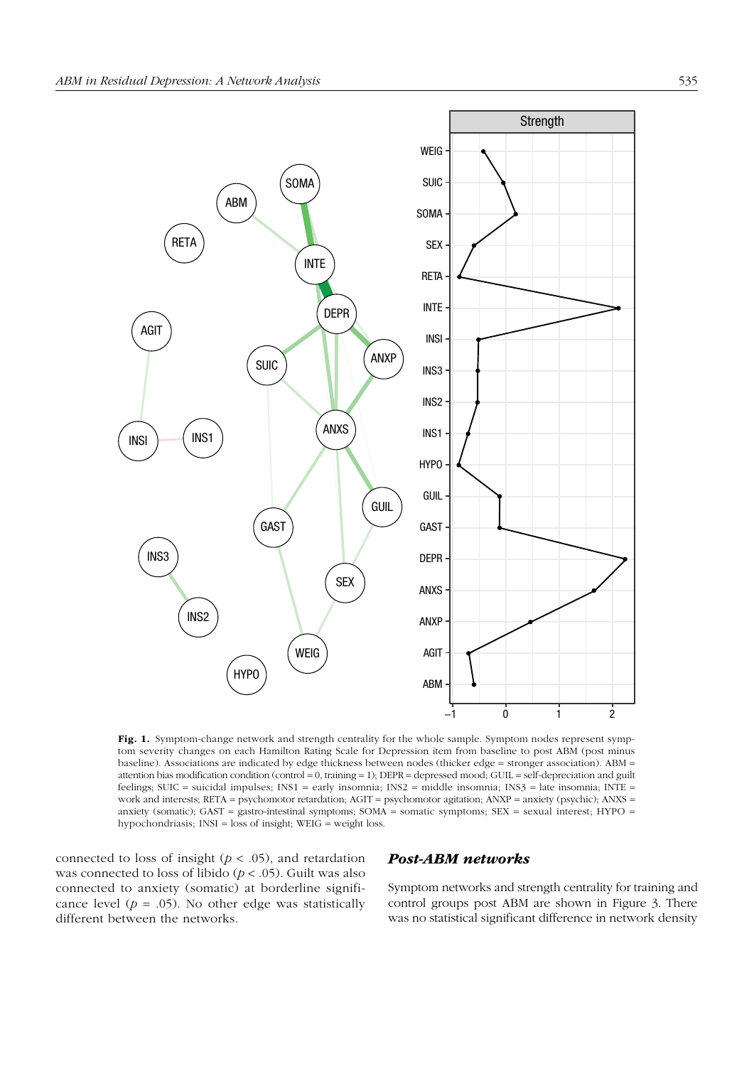**Fig. 1.** Symptom-change network and strength centrality for the whole sample. Symptom nodes represent symptom severity changes on each Hamilton Rating Scale for Depression item from baseline to post ABM (post minus baseline). Associations are indicated by edge thickness between nodes (thicker edge = stronger association). ABM = attention bias modification condition (control = 0, training = 1); DEPR = depressed mood; GUIL = self-depreciation and guilt feelings; SUIC = suicidal impulses; INS1 = early insomnia; INS2 = middle insomnia; INS3 = late insomnia; INTE = work and interests; RETA = psychomotor retardation; AGIT = psychomotor agitation; ANXP = anxiety (psychic); ANXS = anxiety (somatic); GAST = gastro-intestinal symptoms; SOMA = somatic symptoms; SEX = sexual interest; HYPO = hypochondriasis; INSI = loss of insight; WEIG = weight loss.

connected to loss of insight ($p < .05$), and retardation was connected to loss of libido ($p < .05$). Guilt was also connected to anxiety (somatic) at borderline significance level ($p = .05$). No other edge was statistically different between the networks.

### *Post-ABM networks*

Symptom networks and strength centrality for training and control groups post ABM are shown in Figure 3. There was no statistical significant difference in network density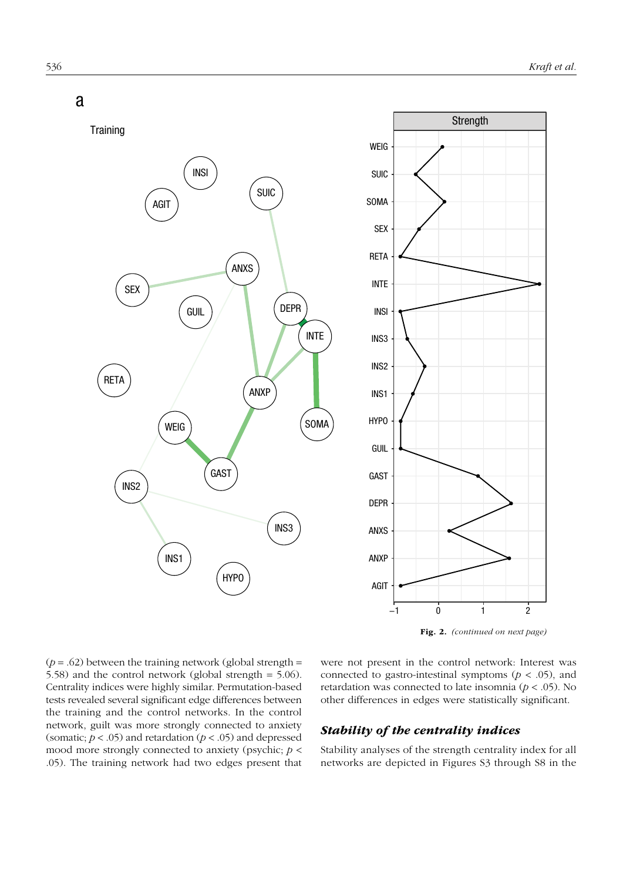**Fig. 2.** *(continued on next page)*

($p = .62$) between the training network (global strength = 5.58) and the control network (global strength = 5.06). Centrality indices were highly similar. Permutation-based tests revealed several significant edge differences between the training and the control networks. In the control network, guilt was more strongly connected to anxiety (somatic; $p < .05$) and retardation ($p < .05$) and depressed mood more strongly connected to anxiety (psychic; $p < .05$). The training network had two edges present that were not present in the control network: Interest was connected to gastro-intestinal symptoms ($p < .05$), and retardation was connected to late insomnia ($p < .05$). No other differences in edges were statistically significant.

### *Stability of the centrality indices*

Stability analyses of the strength centrality index for all networks are depicted in Figures S3 through S8 in the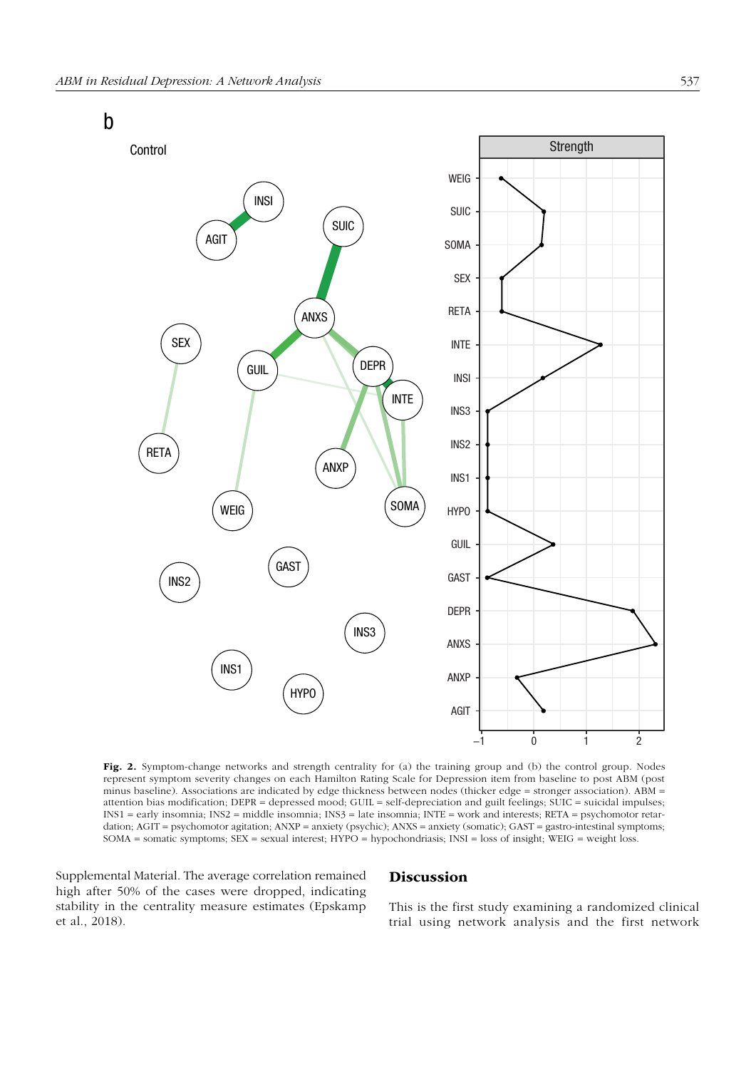**Fig. 2.** Symptom-change networks and strength centrality for (a) the training group and (b) the control group. Nodes represent symptom severity changes on each Hamilton Rating Scale for Depression item from baseline to post ABM (post minus baseline). Associations are indicated by edge thickness between nodes (thicker edge = stronger association). ABM = attention bias modification; DEPR = depressed mood; GUIL = self-depreciation and guilt feelings; SUIC = suicidal impulses; INS1 = early insomnia; INS2 = middle insomnia; INS3 = late insomnia; INTE = work and interests; RETA = psychomotor retardation; AGIT = psychomotor agitation; ANXP = anxiety (psychic); ANXS = anxiety (somatic); GAST = gastro-intestinal symptoms; SOMA = somatic symptoms; SEX = sexual interest; HYPO = hypochondriasis; INSI = loss of insight; WEIG = weight loss.

Supplemental Material. The average correlation remained high after 50% of the cases were dropped, indicating stability in the centrality measure estimates (Epskamp et al., 2018).

## Discussion

This is the first study examining a randomized clinical trial using network analysis and the first network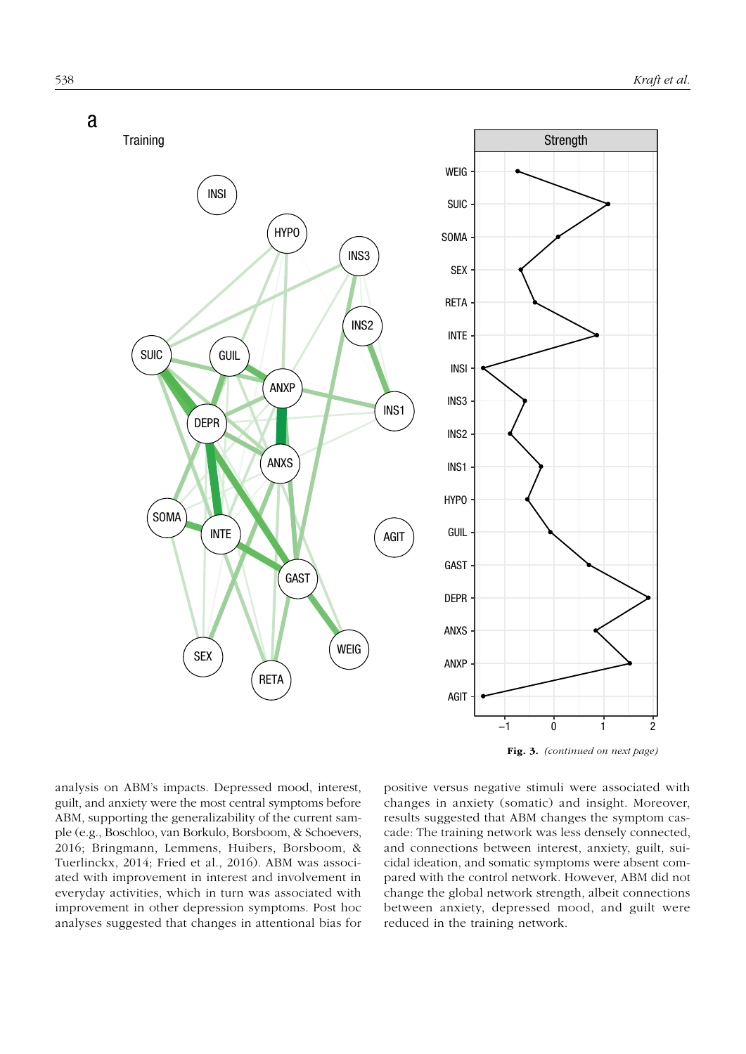a

Training

Strength

Fig. 3. *(continued on next page)*

analysis on ABM's impacts. Depressed mood, interest, guilt, and anxiety were the most central symptoms before ABM, supporting the generalizability of the current sample (e.g., Boschloo, van Borkulo, Borsboom, & Schoevers, 2016; Bringmann, Lemmens, Huibers, Borsboom, & Tuerlinckx, 2014; Fried et al., 2016). ABM was associated with improvement in interest and involvement in everyday activities, which in turn was associated with improvement in other depression symptoms. Post hoc analyses suggested that changes in attentional bias for positive versus negative stimuli were associated with changes in anxiety (somatic) and insight. Moreover, results suggested that ABM changes the symptom cascade: The training network was less densely connected, and connections between interest, anxiety, guilt, suicidal ideation, and somatic symptoms were absent compared with the control network. However, ABM did not change the global network strength, albeit connections between anxiety, depressed mood, and guilt were reduced in the training network.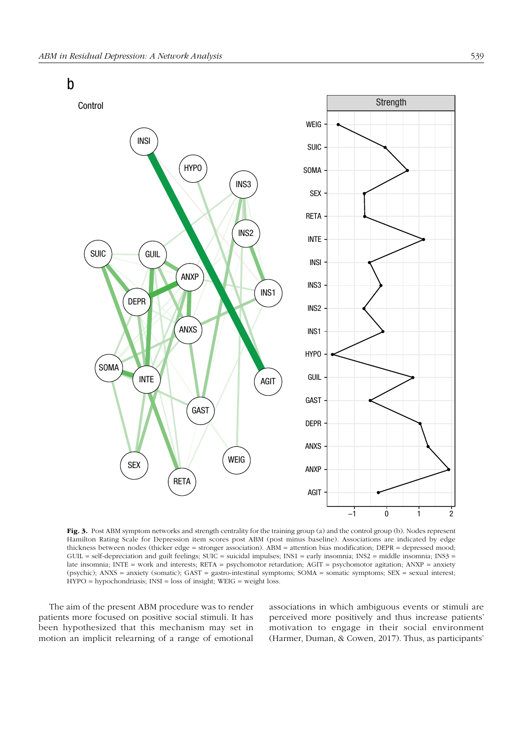Fig. 3. Post ABM symptom networks and strength centrality for the training group (a) and the control group (b). Nodes represent Hamilton Rating Scale for Depression item scores post ABM (post minus baseline). Associations are indicated by edge thickness between nodes (thicker edge = stronger association). ABM = attention bias modification; DEPR = depressed mood; GUIL = self-depreciation and guilt feelings; SUIC = suicidal impulses; INS1 = early insomnia; INS2 = middle insomnia; INS3 = late insomnia; INTE = work and interests; RETA = psychomotor retardation; AGIT = psychomotor agitation; ANXP = anxiety (psychic); ANXS = anxiety (somatic); GAST = gastro-intestinal symptoms; SOMA = somatic symptoms; SEX = sexual interest; HYPO = hypochondriasis; INSI = loss of insight; WEIG = weight loss.

The aim of the present ABM procedure was to render patients more focused on positive social stimuli. It has been hypothesized that this mechanism may set in motion an implicit relearning of a range of emotional associations in which ambiguous events or stimuli are perceived more positively and thus increase patients' motivation to engage in their social environment (Harmer, Duman, & Cowen, 2017). Thus, as participants'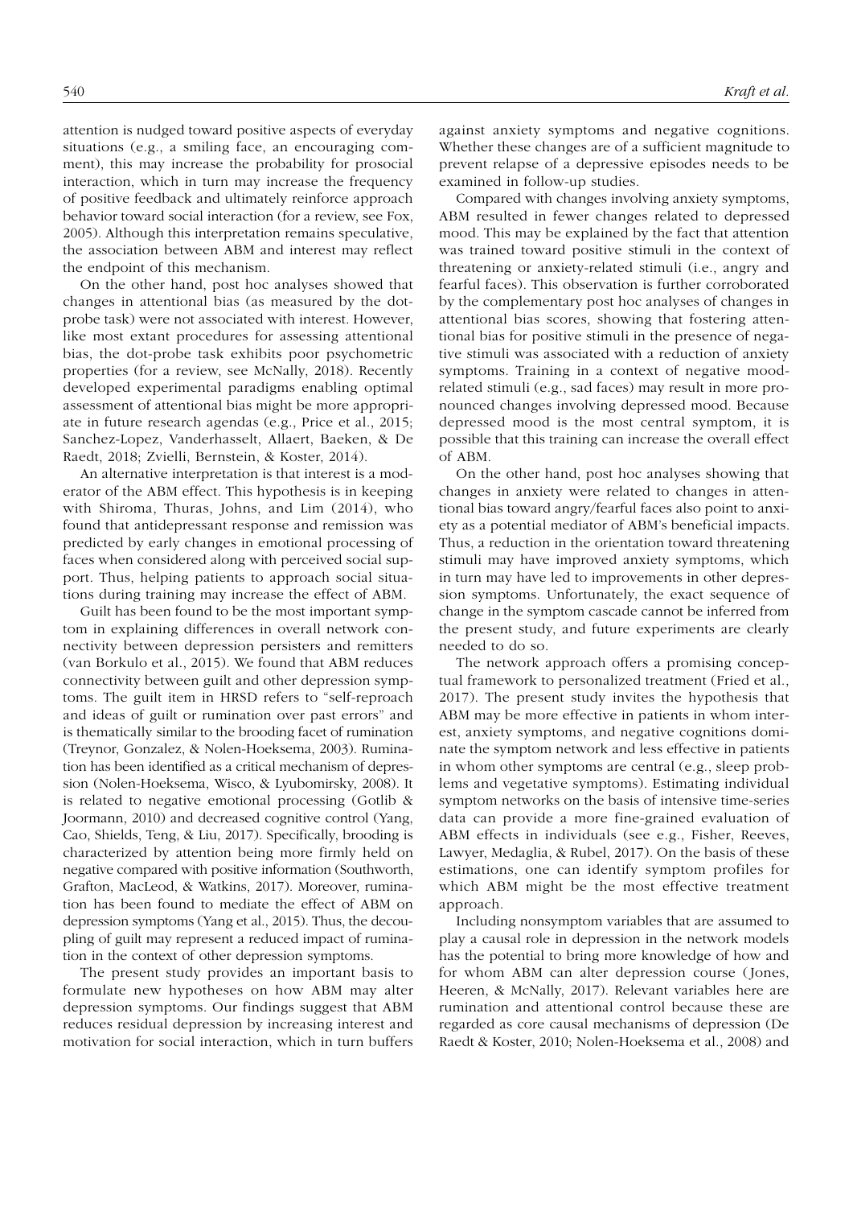attention is nudged toward positive aspects of everyday situations (e.g., a smiling face, an encouraging comment), this may increase the probability for prosocial interaction, which in turn may increase the frequency of positive feedback and ultimately reinforce approach behavior toward social interaction (for a review, see Fox, 2005). Although this interpretation remains speculative, the association between ABM and interest may reflect the endpoint of this mechanism.

On the other hand, post hoc analyses showed that changes in attentional bias (as measured by the dot-probe task) were not associated with interest. However, like most extant procedures for assessing attentional bias, the dot-probe task exhibits poor psychometric properties (for a review, see McNally, 2018). Recently developed experimental paradigms enabling optimal assessment of attentional bias might be more appropriate in future research agendas (e.g., Price et al., 2015; Sanchez-Lopez, Vanderhasselt, Allaert, Baeken, & De Raedt, 2018; Zvielli, Bernstein, & Koster, 2014).

An alternative interpretation is that interest is a moderator of the ABM effect. This hypothesis is in keeping with Shiroma, Thuras, Johns, and Lim (2014), who found that antidepressant response and remission was predicted by early changes in emotional processing of faces when considered along with perceived social support. Thus, helping patients to approach social situations during training may increase the effect of ABM.

Guilt has been found to be the most important symptom in explaining differences in overall network connectivity between depression persisters and remitters (van Borkulo et al., 2015). We found that ABM reduces connectivity between guilt and other depression symptoms. The guilt item in HRSD refers to "self-reproach and ideas of guilt or rumination over past errors" and is thematically similar to the brooding facet of rumination (Treynor, Gonzalez, & Nolen-Hoeksema, 2003). Rumination has been identified as a critical mechanism of depression (Nolen-Hoeksema, Wisco, & Lyubomirsky, 2008). It is related to negative emotional processing (Gotlib & Joormann, 2010) and decreased cognitive control (Yang, Cao, Shields, Teng, & Liu, 2017). Specifically, brooding is characterized by attention being more firmly held on negative compared with positive information (Southworth, Grafton, MacLeod, & Watkins, 2017). Moreover, rumination has been found to mediate the effect of ABM on depression symptoms (Yang et al., 2015). Thus, the decoupling of guilt may represent a reduced impact of rumination in the context of other depression symptoms.

The present study provides an important basis to formulate new hypotheses on how ABM may alter depression symptoms. Our findings suggest that ABM reduces residual depression by increasing interest and motivation for social interaction, which in turn buffers against anxiety symptoms and negative cognitions. Whether these changes are of a sufficient magnitude to prevent relapse of a depressive episodes needs to be examined in follow-up studies.

Compared with changes involving anxiety symptoms, ABM resulted in fewer changes related to depressed mood. This may be explained by the fact that attention was trained toward positive stimuli in the context of threatening or anxiety-related stimuli (i.e., angry and fearful faces). This observation is further corroborated by the complementary post hoc analyses of changes in attentional bias scores, showing that fostering attentional bias for positive stimuli in the presence of negative stimuli was associated with a reduction of anxiety symptoms. Training in a context of negative mood-related stimuli (e.g., sad faces) may result in more pronounced changes involving depressed mood. Because depressed mood is the most central symptom, it is possible that this training can increase the overall effect of ABM.

On the other hand, post hoc analyses showing that changes in anxiety were related to changes in attentional bias toward angry/fearful faces also point to anxiety as a potential mediator of ABM's beneficial impacts. Thus, a reduction in the orientation toward threatening stimuli may have improved anxiety symptoms, which in turn may have led to improvements in other depression symptoms. Unfortunately, the exact sequence of change in the symptom cascade cannot be inferred from the present study, and future experiments are clearly needed to do so.

The network approach offers a promising conceptual framework to personalized treatment (Fried et al., 2017). The present study invites the hypothesis that ABM may be more effective in patients in whom interest, anxiety symptoms, and negative cognitions dominate the symptom network and less effective in patients in whom other symptoms are central (e.g., sleep problems and vegetative symptoms). Estimating individual symptom networks on the basis of intensive time-series data can provide a more fine-grained evaluation of ABM effects in individuals (see e.g., Fisher, Reeves, Lawyer, Medaglia, & Rubel, 2017). On the basis of these estimations, one can identify symptom profiles for which ABM might be the most effective treatment approach.

Including nonsymptom variables that are assumed to play a causal role in depression in the network models has the potential to bring more knowledge of how and for whom ABM can alter depression course (Jones, Heeren, & McNally, 2017). Relevant variables here are rumination and attentional control because these are regarded as core causal mechanisms of depression (De Raedt & Koster, 2010; Nolen-Hoeksema et al., 2008) and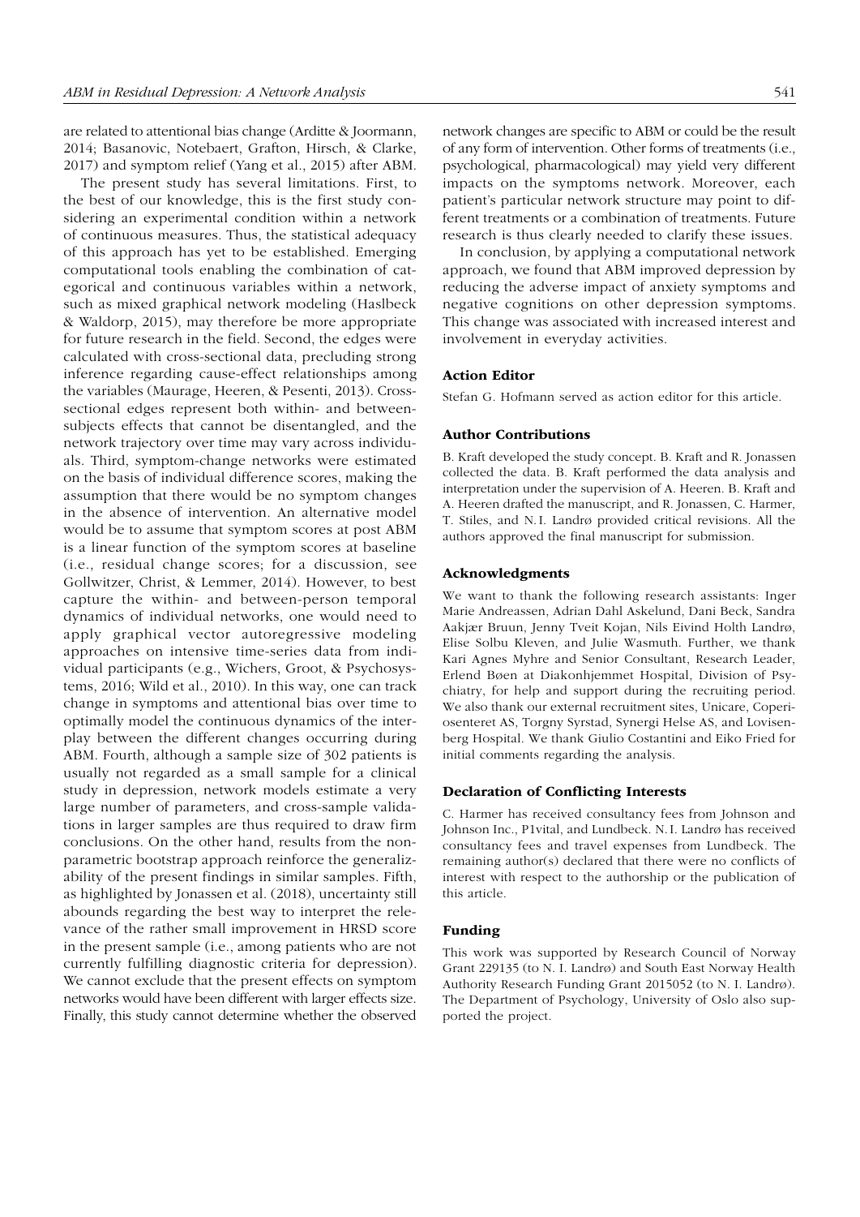are related to attentional bias change (Arditte & Joormann, 2014; Basanovic, Notebaert, Grafton, Hirsch, & Clarke, 2017) and symptom relief (Yang et al., 2015) after ABM.

The present study has several limitations. First, to the best of our knowledge, this is the first study considering an experimental condition within a network of continuous measures. Thus, the statistical adequacy of this approach has yet to be established. Emerging computational tools enabling the combination of categorical and continuous variables within a network, such as mixed graphical network modeling (Haslbeck & Waldorp, 2015), may therefore be more appropriate for future research in the field. Second, the edges were calculated with cross-sectional data, precluding strong inference regarding cause-effect relationships among the variables (Maurage, Heeren, & Pesenti, 2013). Cross-sectional edges represent both within- and between-subjects effects that cannot be disentangled, and the network trajectory over time may vary across individuals. Third, symptom-change networks were estimated on the basis of individual difference scores, making the assumption that there would be no symptom changes in the absence of intervention. An alternative model would be to assume that symptom scores at post ABM is a linear function of the symptom scores at baseline (i.e., residual change scores; for a discussion, see Gollwitzer, Christ, & Lemmer, 2014). However, to best capture the within- and between-person temporal dynamics of individual networks, one would need to apply graphical vector autoregressive modeling approaches on intensive time-series data from individual participants (e.g., Wichers, Groot, & Psychosystems, 2016; Wild et al., 2010). In this way, one can track change in symptoms and attentional bias over time to optimally model the continuous dynamics of the interplay between the different changes occurring during ABM. Fourth, although a sample size of 302 patients is usually not regarded as a small sample for a clinical study in depression, network models estimate a very large number of parameters, and cross-sample validations in larger samples are thus required to draw firm conclusions. On the other hand, results from the nonparametric bootstrap approach reinforce the generalizability of the present findings in similar samples. Fifth, as highlighted by Jonassen et al. (2018), uncertainty still abounds regarding the best way to interpret the relevance of the rather small improvement in HRSD score in the present sample (i.e., among patients who are not currently fulfilling diagnostic criteria for depression). We cannot exclude that the present effects on symptom networks would have been different with larger effects size. Finally, this study cannot determine whether the observed network changes are specific to ABM or could be the result of any form of intervention. Other forms of treatments (i.e., psychological, pharmacological) may yield very different impacts on the symptoms network. Moreover, each patient's particular network structure may point to different treatments or a combination of treatments. Future research is thus clearly needed to clarify these issues.

In conclusion, by applying a computational network approach, we found that ABM improved depression by reducing the adverse impact of anxiety symptoms and negative cognitions on other depression symptoms. This change was associated with increased interest and involvement in everyday activities.

### Action Editor

Stefan G. Hofmann served as action editor for this article.

### Author Contributions

B. Kraft developed the study concept. B. Kraft and R. Jonassen collected the data. B. Kraft performed the data analysis and interpretation under the supervision of A. Heeren. B. Kraft and A. Heeren drafted the manuscript, and R. Jonassen, C. Harmer, T. Stiles, and N. I. Landrø provided critical revisions. All the authors approved the final manuscript for submission.

### Acknowledgments

We want to thank the following research assistants: Inger Marie Andreassen, Adrian Dahl Askelund, Dani Beck, Sandra Aakjær Bruun, Jenny Tveit Kojan, Nils Eivind Holth Landrø, Elise Solbu Kleven, and Julie Wasmuth. Further, we thank Kari Agnes Myhre and Senior Consultant, Research Leader, Erlend Bøen at Diakonhjemmet Hospital, Division of Psychiatry, for help and support during the recruiting period. We also thank our external recruitment sites, Unicare, Coperiosenteret AS, Torgny Syrstad, Synergi Helse AS, and Lovisenberg Hospital. We thank Giulio Costantini and Eiko Fried for initial comments regarding the analysis.

### Declaration of Conflicting Interests

C. Harmer has received consultancy fees from Johnson and Johnson Inc., P1vital, and Lundbeck. N. I. Landrø has received consultancy fees and travel expenses from Lundbeck. The remaining author(s) declared that there were no conflicts of interest with respect to the authorship or the publication of this article.

### Funding

This work was supported by Research Council of Norway Grant 229135 (to N. I. Landrø) and South East Norway Health Authority Research Funding Grant 2015052 (to N. I. Landrø). The Department of Psychology, University of Oslo also supported the project.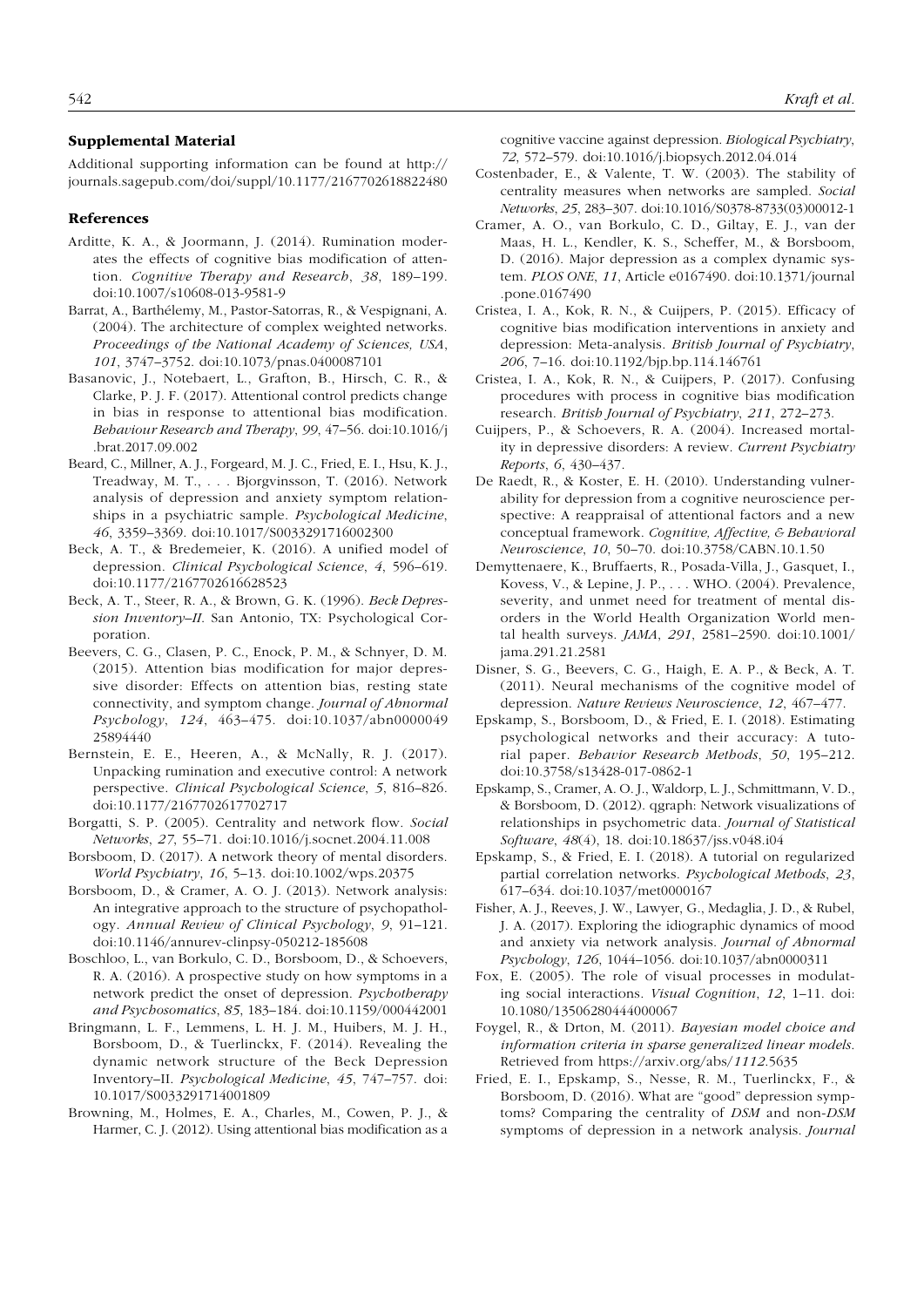## Supplemental Material

Additional supporting information can be found at http://journals.sagepub.com/doi/suppl/10.1177/2167702618822480

## References

Arditte, K. A., & Joormann, J. (2014). Rumination moderates the effects of cognitive bias modification of attention. *Cognitive Therapy and Research*, *38*, 189–199. doi:10.1007/s10608-013-9581-9

Barrat, A., Barthélemy, M., Pastor-Satorras, R., & Vespignani, A. (2004). The architecture of complex weighted networks. *Proceedings of the National Academy of Sciences, USA*, *101*, 3747–3752. doi:10.1073/pnas.0400087101

Basanovic, J., Notebaert, L., Grafton, B., Hirsch, C. R., & Clarke, P. J. F. (2017). Attentional control predicts change in bias in response to attentional bias modification. *Behaviour Research and Therapy*, *99*, 47–56. doi:10.1016/j.brat.2017.09.002

Beard, C., Millner, A. J., Forgeard, M. J. C., Fried, E. I., Hsu, K. J., Treadway, M. T., . . . Bjorgvinsson, T. (2016). Network analysis of depression and anxiety symptom relationships in a psychiatric sample. *Psychological Medicine*, *46*, 3359–3369. doi:10.1017/S0033291716002300

Beck, A. T., & Bredemeier, K. (2016). A unified model of depression. *Clinical Psychological Science*, *4*, 596–619. doi:10.1177/2167702616628523

Beck, A. T., Steer, R. A., & Brown, G. K. (1996). *Beck Depression Inventory–II*. San Antonio, TX: Psychological Corporation.

Beevers, C. G., Clasen, P. C., Enock, P. M., & Schnyer, D. M. (2015). Attention bias modification for major depressive disorder: Effects on attention bias, resting state connectivity, and symptom change. *Journal of Abnormal Psychology*, *124*, 463–475. doi:10.1037/abn0000049 25894440

Bernstein, E. E., Heeren, A., & McNally, R. J. (2017). Unpacking rumination and executive control: A network perspective. *Clinical Psychological Science*, *5*, 816–826. doi:10.1177/2167702617702717

Borgatti, S. P. (2005). Centrality and network flow. *Social Networks*, *27*, 55–71. doi:10.1016/j.socnet.2004.11.008

Borsboom, D. (2017). A network theory of mental disorders. *World Psychiatry*, *16*, 5–13. doi:10.1002/wps.20375

Borsboom, D., & Cramer, A. O. J. (2013). Network analysis: An integrative approach to the structure of psychopathology. *Annual Review of Clinical Psychology*, *9*, 91–121. doi:10.1146/annurev-clinpsy-050212-185608

Boschloo, L., van Borkulo, C. D., Borsboom, D., & Schoevers, R. A. (2016). A prospective study on how symptoms in a network predict the onset of depression. *Psychotherapy and Psychosomatics*, *85*, 183–184. doi:10.1159/000442001

Bringmann, L. F., Lemmens, L. H. J. M., Huibers, M. J. H., Borsboom, D., & Tuerlinckx, F. (2014). Revealing the dynamic network structure of the Beck Depression Inventory–II. *Psychological Medicine*, *45*, 747–757. doi:10.1017/S0033291714001809

Browning, M., Holmes, E. A., Charles, M., Cowen, P. J., & Harmer, C. J. (2012). Using attentional bias modification as a cognitive vaccine against depression. *Biological Psychiatry*, *72*, 572–579. doi:10.1016/j.biopsych.2012.04.014

Costenbader, E., & Valente, T. W. (2003). The stability of centrality measures when networks are sampled. *Social Networks*, *25*, 283–307. doi:10.1016/S0378-8733(03)00012-1

Cramer, A. O., van Borkulo, C. D., Giltay, E. J., van der Maas, H. L., Kendler, K. S., Scheffer, M., & Borsboom, D. (2016). Major depression as a complex dynamic system. *PLOS ONE*, *11*, Article e0167490. doi:10.1371/journal.pone.0167490

Cristea, I. A., Kok, R. N., & Cuijpers, P. (2015). Efficacy of cognitive bias modification interventions in anxiety and depression: Meta-analysis. *British Journal of Psychiatry*, *206*, 7–16. doi:10.1192/bjp.bp.114.146761

Cristea, I. A., Kok, R. N., & Cuijpers, P. (2017). Confusing procedures with process in cognitive bias modification research. *British Journal of Psychiatry*, *211*, 272–273.

Cuijpers, P., & Schoevers, R. A. (2004). Increased mortality in depressive disorders: A review. *Current Psychiatry Reports*, *6*, 430–437.

De Raedt, R., & Koster, E. H. (2010). Understanding vulnerability for depression from a cognitive neuroscience perspective: A reappraisal of attentional factors and a new conceptual framework. *Cognitive, Affective, & Behavioral Neuroscience*, *10*, 50–70. doi:10.3758/CABN.10.1.50

Demyttenaere, K., Bruffaerts, R., Posada-Villa, J., Gasquet, I., Kovess, V., & Lepine, J. P., . . . WHO. (2004). Prevalence, severity, and unmet need for treatment of mental disorders in the World Health Organization World mental health surveys. *JAMA*, *291*, 2581–2590. doi:10.1001/jama.291.21.2581

Disner, S. G., Beevers, C. G., Haigh, E. A. P., & Beck, A. T. (2011). Neural mechanisms of the cognitive model of depression. *Nature Reviews Neuroscience*, *12*, 467–477.

Epskamp, S., Borsboom, D., & Fried, E. I. (2018). Estimating psychological networks and their accuracy: A tutorial paper. *Behavior Research Methods*, *50*, 195–212. doi:10.3758/s13428-017-0862-1

Epskamp, S., Cramer, A. O. J., Waldorp, L. J., Schmittmann, V. D., & Borsboom, D. (2012). qgraph: Network visualizations of relationships in psychometric data. *Journal of Statistical Software*, *48*(4), 18. doi:10.18637/jss.v048.i04

Epskamp, S., & Fried, E. I. (2018). A tutorial on regularized partial correlation networks. *Psychological Methods*, *23*, 617–634. doi:10.1037/met0000167

Fisher, A. J., Reeves, J. W., Lawyer, G., Medaglia, J. D., & Rubel, J. A. (2017). Exploring the idiographic dynamics of mood and anxiety via network analysis. *Journal of Abnormal Psychology*, *126*, 1044–1056. doi:10.1037/abn0000311

Fox, E. (2005). The role of visual processes in modulating social interactions. *Visual Cognition*, *12*, 1–11. doi:10.1080/13506280444000067

Foygel, R., & Drton, M. (2011). *Bayesian model choice and information criteria in sparse generalized linear models*. Retrieved from https://arxiv.org/abs/1112.5635

Fried, E. I., Epskamp, S., Nesse, R. M., Tuerlinckx, F., & Borsboom, D. (2016). What are "good" depression symptoms? Comparing the centrality of *DSM* and non-*DSM* symptoms of depression in a network analysis. *Journal*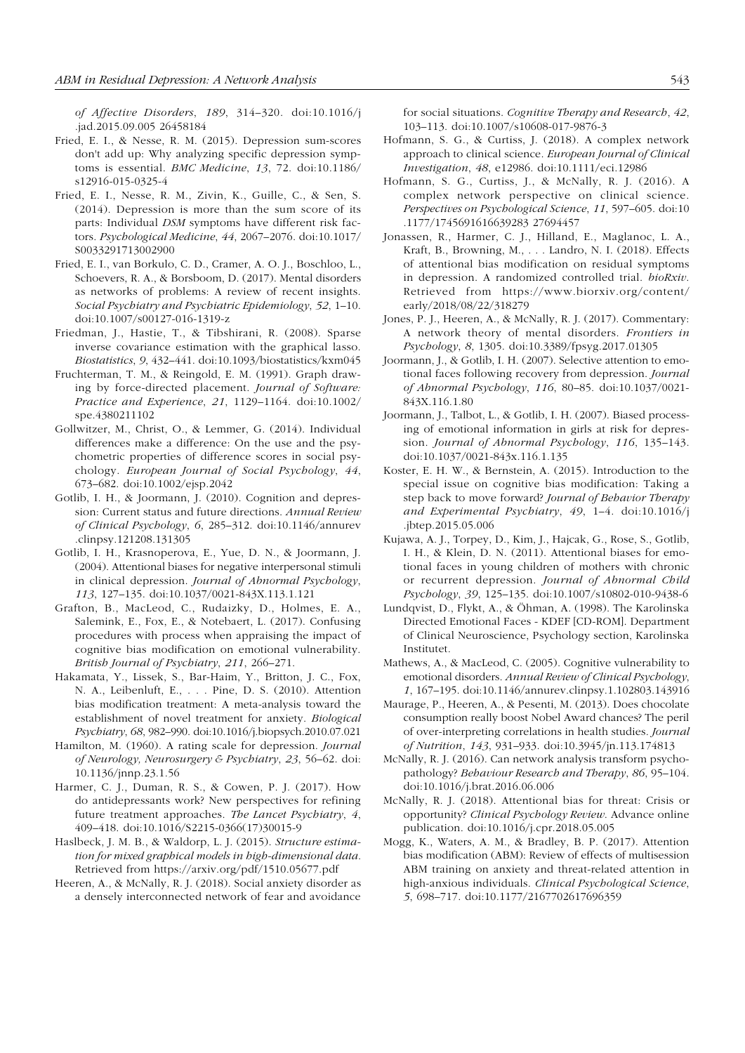*of Affective Disorders*, *189*, 314–320. doi:10.1016/j.jad.2015.09.005 26458184

Fried, E. I., & Nesse, R. M. (2015). Depression sum-scores don't add up: Why analyzing specific depression symptoms is essential. *BMC Medicine*, *13*, 72. doi:10.1186/s12916-015-0325-4

Fried, E. I., Nesse, R. M., Zivin, K., Guille, C., & Sen, S. (2014). Depression is more than the sum score of its parts: Individual *DSM* symptoms have different risk factors. *Psychological Medicine*, *44*, 2067–2076. doi:10.1017/S0033291713002900

Fried, E. I., van Borkulo, C. D., Cramer, A. O. J., Boschloo, L., Schoevers, R. A., & Borsboom, D. (2017). Mental disorders as networks of problems: A review of recent insights. *Social Psychiatry and Psychiatric Epidemiology*, *52*, 1–10. doi:10.1007/s00127-016-1319-z

Friedman, J., Hastie, T., & Tibshirani, R. (2008). Sparse inverse covariance estimation with the graphical lasso. *Biostatistics*, *9*, 432–441. doi:10.1093/biostatistics/kxm045

Fruchterman, T. M., & Reingold, E. M. (1991). Graph drawing by force-directed placement. *Journal of Software: Practice and Experience*, *21*, 1129–1164. doi:10.1002/spe.4380211102

Gollwitzer, M., Christ, O., & Lemmer, G. (2014). Individual differences make a difference: On the use and the psychometric properties of difference scores in social psychology. *European Journal of Social Psychology*, *44*, 673–682. doi:10.1002/ejsp.2042

Gotlib, I. H., & Joormann, J. (2010). Cognition and depression: Current status and future directions. *Annual Review of Clinical Psychology*, *6*, 285–312. doi:10.1146/annurev.clinpsy.121208.131305

Gotlib, I. H., Krasnoperova, E., Yue, D. N., & Joormann, J. (2004). Attentional biases for negative interpersonal stimuli in clinical depression. *Journal of Abnormal Psychology*, *113*, 127–135. doi:10.1037/0021-843X.113.1.121

Grafton, B., MacLeod, C., Rudaizky, D., Holmes, E. A., Salemink, E., Fox, E., & Notebaert, L. (2017). Confusing procedures with process when appraising the impact of cognitive bias modification on emotional vulnerability. *British Journal of Psychiatry*, *211*, 266–271.

Hakamata, Y., Lissek, S., Bar-Haim, Y., Britton, J. C., Fox, N. A., Leibenluft, E., . . . Pine, D. S. (2010). Attention bias modification treatment: A meta-analysis toward the establishment of novel treatment for anxiety. *Biological Psychiatry*, *68*, 982–990. doi:10.1016/j.biopsych.2010.07.021

Hamilton, M. (1960). A rating scale for depression. *Journal of Neurology, Neurosurgery & Psychiatry*, *23*, 56–62. doi:10.1136/jnnp.23.1.56

Harmer, C. J., Duman, R. S., & Cowen, P. J. (2017). How do antidepressants work? New perspectives for refining future treatment approaches. *The Lancet Psychiatry*, *4*, 409–418. doi:10.1016/S2215-0366(17)30015-9

Haslbeck, J. M. B., & Waldorp, L. J. (2015). *Structure estimation for mixed graphical models in high-dimensional data*. Retrieved from https://arxiv.org/pdf/1510.05677.pdf

Heeren, A., & McNally, R. J. (2018). Social anxiety disorder as a densely interconnected network of fear and avoidance for social situations. *Cognitive Therapy and Research*, *42*, 103–113. doi:10.1007/s10608-017-9876-3

Hofmann, S. G., & Curtiss, J. (2018). A complex network approach to clinical science. *European Journal of Clinical Investigation*, *48*, e12986. doi:10.1111/eci.12986

Hofmann, S. G., Curtiss, J., & McNally, R. J. (2016). A complex network perspective on clinical science. *Perspectives on Psychological Science*, *11*, 597–605. doi:10.1177/1745691616639283 27694457

Jonassen, R., Harmer, C. J., Hilland, E., Maglanoc, L. A., Kraft, B., Browning, M., . . . Landro, N. I. (2018). Effects of attentional bias modification on residual symptoms in depression. A randomized controlled trial. *bioRxiv*. Retrieved from https://www.biorxiv.org/content/early/2018/08/22/318279

Jones, P. J., Heeren, A., & McNally, R. J. (2017). Commentary: A network theory of mental disorders. *Frontiers in Psychology*, *8*, 1305. doi:10.3389/fpsyg.2017.01305

Joormann, J., & Gotlib, I. H. (2007). Selective attention to emotional faces following recovery from depression. *Journal of Abnormal Psychology*, *116*, 80–85. doi:10.1037/0021-843X.116.1.80

Joormann, J., Talbot, L., & Gotlib, I. H. (2007). Biased processing of emotional information in girls at risk for depression. *Journal of Abnormal Psychology*, *116*, 135–143. doi:10.1037/0021-843x.116.1.135

Koster, E. H. W., & Bernstein, A. (2015). Introduction to the special issue on cognitive bias modification: Taking a step back to move forward? *Journal of Behavior Therapy and Experimental Psychiatry*, *49*, 1–4. doi:10.1016/j.jbtep.2015.05.006

Kujawa, A. J., Torpey, D., Kim, J., Hajcak, G., Rose, S., Gotlib, I. H., & Klein, D. N. (2011). Attentional biases for emotional faces in young children of mothers with chronic or recurrent depression. *Journal of Abnormal Child Psychology*, *39*, 125–135. doi:10.1007/s10802-010-9438-6

Lundqvist, D., Flykt, A., & Öhman, A. (1998). The Karolinska Directed Emotional Faces - KDEF [CD-ROM]. Department of Clinical Neuroscience, Psychology section, Karolinska Institutet.

Mathews, A., & MacLeod, C. (2005). Cognitive vulnerability to emotional disorders. *Annual Review of Clinical Psychology*, *1*, 167–195. doi:10.1146/annurev.clinpsy.1.102803.143916

Maurage, P., Heeren, A., & Pesenti, M. (2013). Does chocolate consumption really boost Nobel Award chances? The peril of over-interpreting correlations in health studies. *Journal of Nutrition*, *143*, 931–933. doi:10.3945/jn.113.174813

McNally, R. J. (2016). Can network analysis transform psychopathology? *Behaviour Research and Therapy*, *86*, 95–104. doi:10.1016/j.brat.2016.06.006

McNally, R. J. (2018). Attentional bias for threat: Crisis or opportunity? *Clinical Psychology Review*. Advance online publication. doi:10.1016/j.cpr.2018.05.005

Mogg, K., Waters, A. M., & Bradley, B. P. (2017). Attention bias modification (ABM): Review of effects of multisession ABM training on anxiety and threat-related attention in high-anxious individuals. *Clinical Psychological Science*, *5*, 698–717. doi:10.1177/2167702617696359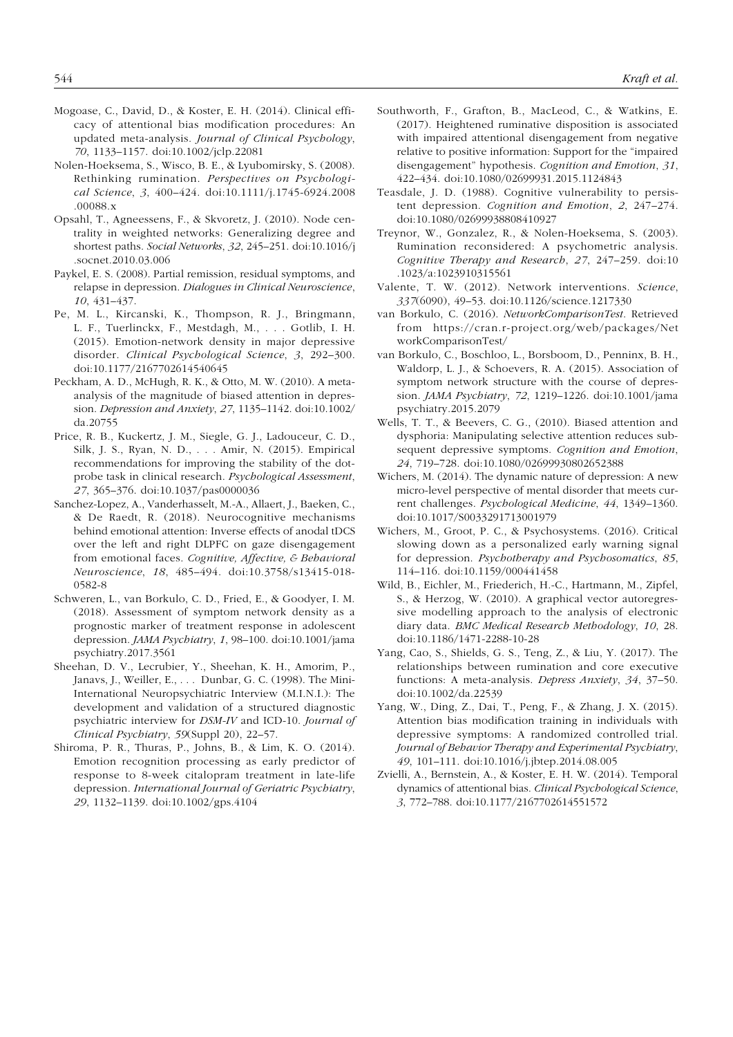Mogoase, C., David, D., & Koster, E. H. (2014). Clinical efficacy of attentional bias modification procedures: An updated meta-analysis. *Journal of Clinical Psychology*, *70*, 1133–1157. doi:10.1002/jclp.22081

Nolen-Hoeksema, S., Wisco, B. E., & Lyubomirsky, S. (2008). Rethinking rumination. *Perspectives on Psychological Science*, *3*, 400–424. doi:10.1111/j.1745-6924.2008.00088.x

Opsahl, T., Agneessens, F., & Skvoretz, J. (2010). Node centrality in weighted networks: Generalizing degree and shortest paths. *Social Networks*, *32*, 245–251. doi:10.1016/j.socnet.2010.03.006

Paykel, E. S. (2008). Partial remission, residual symptoms, and relapse in depression. *Dialogues in Clinical Neuroscience*, *10*, 431–437.

Pe, M. L., Kircanski, K., Thompson, R. J., Bringmann, L. F., Tuerlinckx, F., Mestdagh, M., . . . Gotlib, I. H. (2015). Emotion-network density in major depressive disorder. *Clinical Psychological Science*, *3*, 292–300. doi:10.1177/2167702614540645

Peckham, A. D., McHugh, R. K., & Otto, M. W. (2010). A meta-analysis of the magnitude of biased attention in depression. *Depression and Anxiety*, *27*, 1135–1142. doi:10.1002/da.20755

Price, R. B., Kuckertz, J. M., Siegle, G. J., Ladouceur, C. D., Silk, J. S., Ryan, N. D., . . . Amir, N. (2015). Empirical recommendations for improving the stability of the dot-probe task in clinical research. *Psychological Assessment*, *27*, 365–376. doi:10.1037/pas0000036

Sanchez-Lopez, A., Vanderhasselt, M.-A., Allaert, J., Baeken, C., & De Raedt, R. (2018). Neurocognitive mechanisms behind emotional attention: Inverse effects of anodal tDCS over the left and right DLPFC on gaze disengagement from emotional faces. *Cognitive, Affective, & Behavioral Neuroscience*, *18*, 485–494. doi:10.3758/s13415-018-0582-8

Schweren, L., van Borkulo, C. D., Fried, E., & Goodyer, I. M. (2018). Assessment of symptom network density as a prognostic marker of treatment response in adolescent depression. *JAMA Psychiatry*, *1*, 98–100. doi:10.1001/jamapsychiatry.2017.3561

Sheehan, D. V., Lecrubier, Y., Sheehan, K. H., Amorim, P., Janavs, J., Weiller, E., . . . Dunbar, G. C. (1998). The Mini-International Neuropsychiatric Interview (M.I.N.I.): The development and validation of a structured diagnostic psychiatric interview for *DSM-IV* and ICD-10. *Journal of Clinical Psychiatry*, *59*(Suppl 20), 22–57.

Shiroma, P. R., Thuras, P., Johns, B., & Lim, K. O. (2014). Emotion recognition processing as early predictor of response to 8-week citalopram treatment in late-life depression. *International Journal of Geriatric Psychiatry*, *29*, 1132–1139. doi:10.1002/gps.4104

Southworth, F., Grafton, B., MacLeod, C., & Watkins, E. (2017). Heightened ruminative disposition is associated with impaired attentional disengagement from negative relative to positive information: Support for the "impaired disengagement" hypothesis. *Cognition and Emotion*, *31*, 422–434. doi:10.1080/02699931.2015.1124843

Teasdale, J. D. (1988). Cognitive vulnerability to persistent depression. *Cognition and Emotion*, *2*, 247–274. doi:10.1080/02699938808410927

Treynor, W., Gonzalez, R., & Nolen-Hoeksema, S. (2003). Rumination reconsidered: A psychometric analysis. *Cognitive Therapy and Research*, *27*, 247–259. doi:10.1023/a:1023910315561

Valente, T. W. (2012). Network interventions. *Science*, *337*(6090), 49–53. doi:10.1126/science.1217330

van Borkulo, C. (2016). *NetworkComparisonTest*. Retrieved from https://cran.r-project.org/web/packages/NetworkComparisonTest/

van Borkulo, C., Boschloo, L., Borsboom, D., Penninx, B. H., Waldorp, L. J., & Schoevers, R. A. (2015). Association of symptom network structure with the course of depression. *JAMA Psychiatry*, *72*, 1219–1226. doi:10.1001/jamapsychiatry.2015.2079

Wells, T. T., & Beevers, C. G., (2010). Biased attention and dysphoria: Manipulating selective attention reduces subsequent depressive symptoms. *Cognition and Emotion*, *24*, 719–728. doi:10.1080/02699930802652388

Wichers, M. (2014). The dynamic nature of depression: A new micro-level perspective of mental disorder that meets current challenges. *Psychological Medicine*, *44*, 1349–1360. doi:10.1017/S0033291713001979

Wichers, M., Groot, P. C., & Psychosystems. (2016). Critical slowing down as a personalized early warning signal for depression. *Psychotherapy and Psychosomatics*, *85*, 114–116. doi:10.1159/000441458

Wild, B., Eichler, M., Friederich, H.-C., Hartmann, M., Zipfel, S., & Herzog, W. (2010). A graphical vector autoregressive modelling approach to the analysis of electronic diary data. *BMC Medical Research Methodology*, *10*, 28. doi:10.1186/1471-2288-10-28

Yang, Cao, S., Shields, G. S., Teng, Z., & Liu, Y. (2017). The relationships between rumination and core executive functions: A meta-analysis. *Depress Anxiety*, *34*, 37–50. doi:10.1002/da.22539

Yang, W., Ding, Z., Dai, T., Peng, F., & Zhang, J. X. (2015). Attention bias modification training in individuals with depressive symptoms: A randomized controlled trial. *Journal of Behavior Therapy and Experimental Psychiatry*, *49*, 101–111. doi:10.1016/j.jbtep.2014.08.005

Zvielli, A., Bernstein, A., & Koster, E. H. W. (2014). Temporal dynamics of attentional bias. *Clinical Psychological Science*, *3*, 772–788. doi:10.1177/2167702614551572